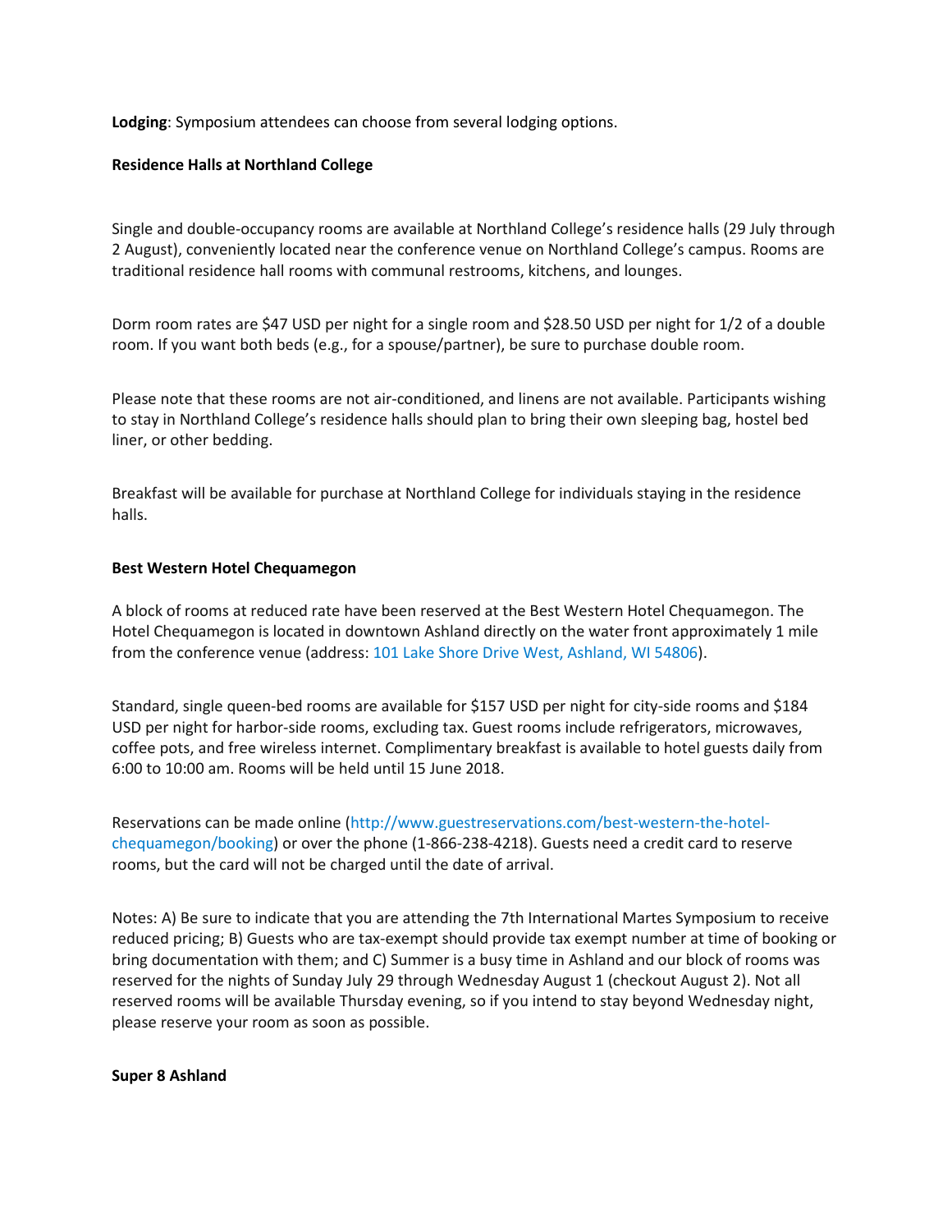**Lodging**: Symposium attendees can choose from several lodging options.

**Residence Halls at Northland College**

Single and double-occupancy rooms are available at Northland College's residence halls (29 July through 2 August), conveniently located near the conference venue on Northland College's campus. Rooms are traditional residence hall rooms with communal restrooms, kitchens, and lounges.

Dorm room rates are $47 USD per night for a single room and $28.50 USD per night for 1/2 of a double room. If you want both beds (e.g., for a spouse/partner), be sure to purchase double room.

Please note that these rooms are not air-conditioned, and linens are not available. Participants wishing to stay in Northland College's residence halls should plan to bring their own sleeping bag, hostel bed liner, or other bedding.

Breakfast will be available for purchase at Northland College for individuals staying in the residence halls.

**Best Western Hotel Chequamegon**

A block of rooms at reduced rate have been reserved at the Best Western Hotel Chequamegon. The Hotel Chequamegon is located in downtown Ashland directly on the water front approximately 1 mile from the conference venue (address: 101 Lake Shore Drive West, Ashland, WI 54806).

Standard, single queen-bed rooms are available for $157 USD per night for city-side rooms and $184 USD per night for harbor-side rooms, excluding tax. Guest rooms include refrigerators, microwaves, coffee pots, and free wireless internet. Complimentary breakfast is available to hotel guests daily from 6:00 to 10:00 am. Rooms will be held until 15 June 2018.

Reservations can be made online (http://www.guestreservations.com/best-western-the-hotel-chequamegon/booking) or over the phone (1-866-238-4218). Guests need a credit card to reserve rooms, but the card will not be charged until the date of arrival.

Notes: A) Be sure to indicate that you are attending the 7th International Martes Symposium to receive reduced pricing; B) Guests who are tax-exempt should provide tax exempt number at time of booking or bring documentation with them; and C) Summer is a busy time in Ashland and our block of rooms was reserved for the nights of Sunday July 29 through Wednesday August 1 (checkout August 2). Not all reserved rooms will be available Thursday evening, so if you intend to stay beyond Wednesday night, please reserve your room as soon as possible.

**Super 8 Ashland**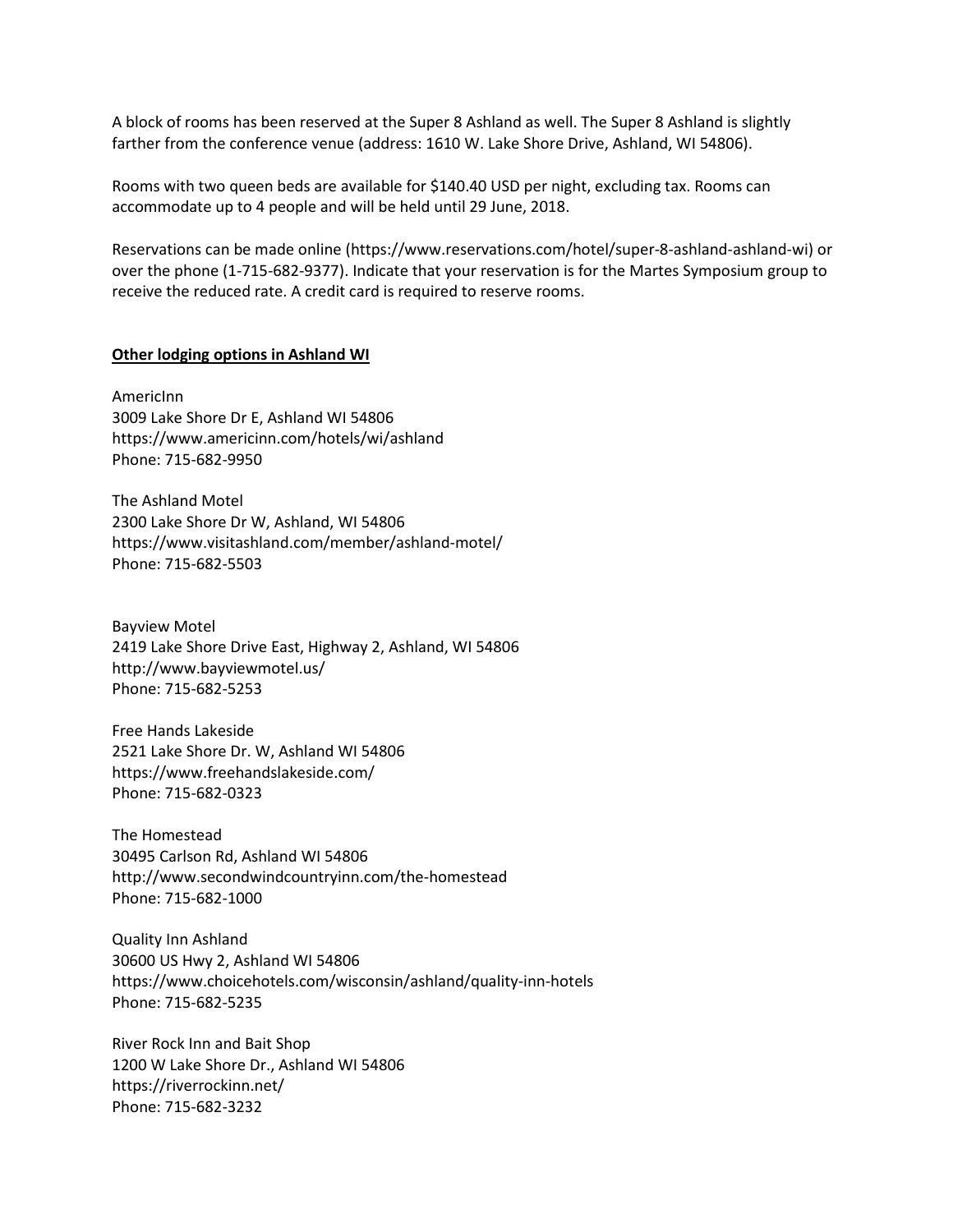A block of rooms has been reserved at the Super 8 Ashland as well. The Super 8 Ashland is slightly farther from the conference venue (address: 1610 W. Lake Shore Drive, Ashland, WI 54806).

Rooms with two queen beds are available for $140.40 USD per night, excluding tax. Rooms can accommodate up to 4 people and will be held until 29 June, 2018.

Reservations can be made online (https://www.reservations.com/hotel/super-8-ashland-ashland-wi) or over the phone (1-715-682-9377). Indicate that your reservation is for the Martes Symposium group to receive the reduced rate. A credit card is required to reserve rooms.

**Other lodging options in Ashland WI**

AmericInn
3009 Lake Shore Dr E, Ashland WI 54806
https://www.americinn.com/hotels/wi/ashland
Phone: 715-682-9950

The Ashland Motel
2300 Lake Shore Dr W, Ashland, WI 54806
https://www.visitashland.com/member/ashland-motel/
Phone: 715-682-5503

Bayview Motel
2419 Lake Shore Drive East, Highway 2, Ashland, WI 54806
http://www.bayviewmotel.us/
Phone: 715-682-5253

Free Hands Lakeside
2521 Lake Shore Dr. W, Ashland WI 54806
https://www.freehandslakeside.com/
Phone: 715-682-0323

The Homestead
30495 Carlson Rd, Ashland WI 54806
http://www.secondwindcountryinn.com/the-homestead
Phone: 715-682-1000

Quality Inn Ashland
30600 US Hwy 2, Ashland WI 54806
https://www.choicehotels.com/wisconsin/ashland/quality-inn-hotels
Phone: 715-682-5235

River Rock Inn and Bait Shop
1200 W Lake Shore Dr., Ashland WI 54806
https://riverrockinn.net/
Phone: 715-682-3232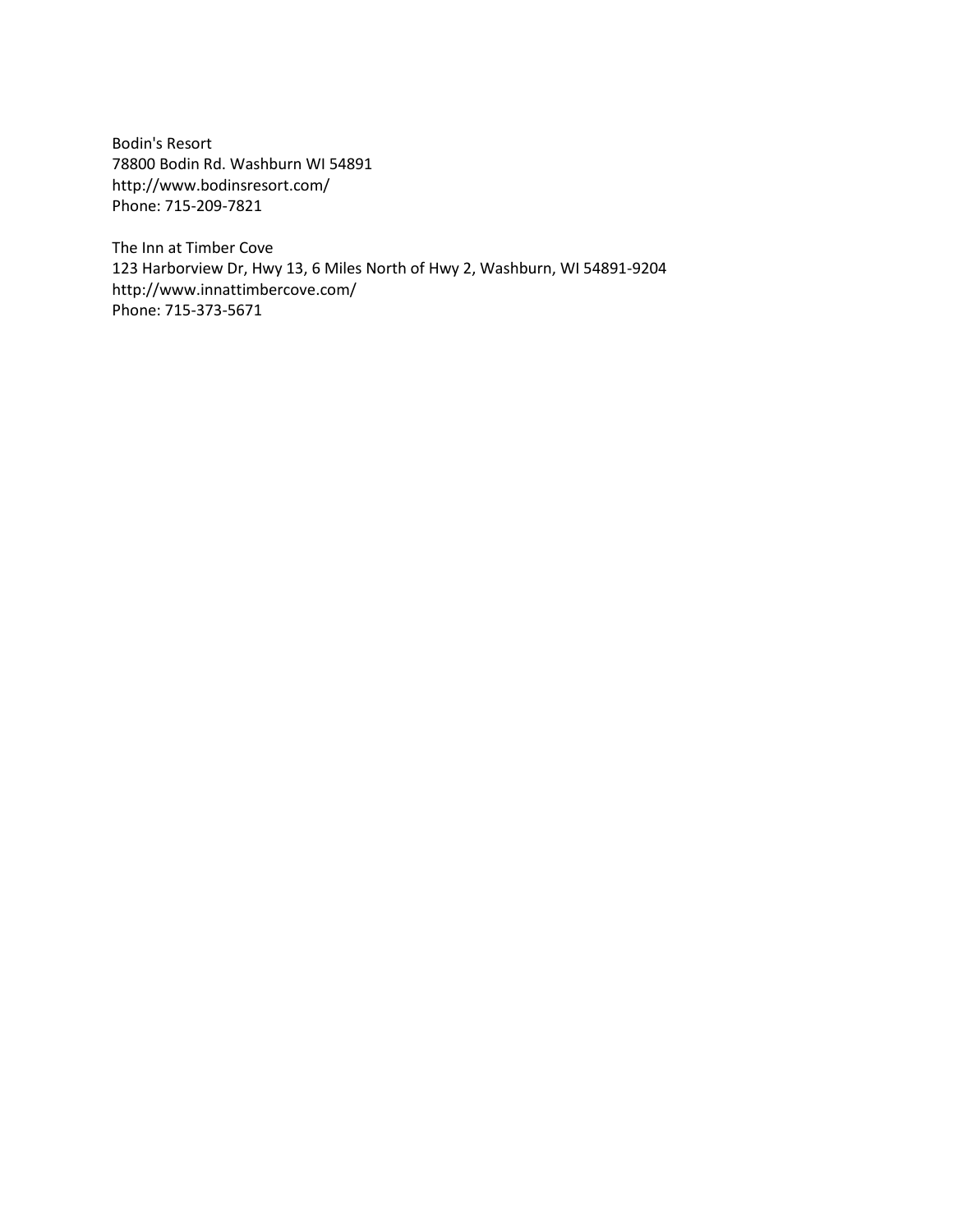Bodin's Resort
78800 Bodin Rd. Washburn WI 54891
http://www.bodinsresort.com/
Phone: 715-209-7821

The Inn at Timber Cove
123 Harborview Dr, Hwy 13, 6 Miles North of Hwy 2, Washburn, WI 54891-9204
http://www.innattimbercove.com/
Phone: 715-373-5671